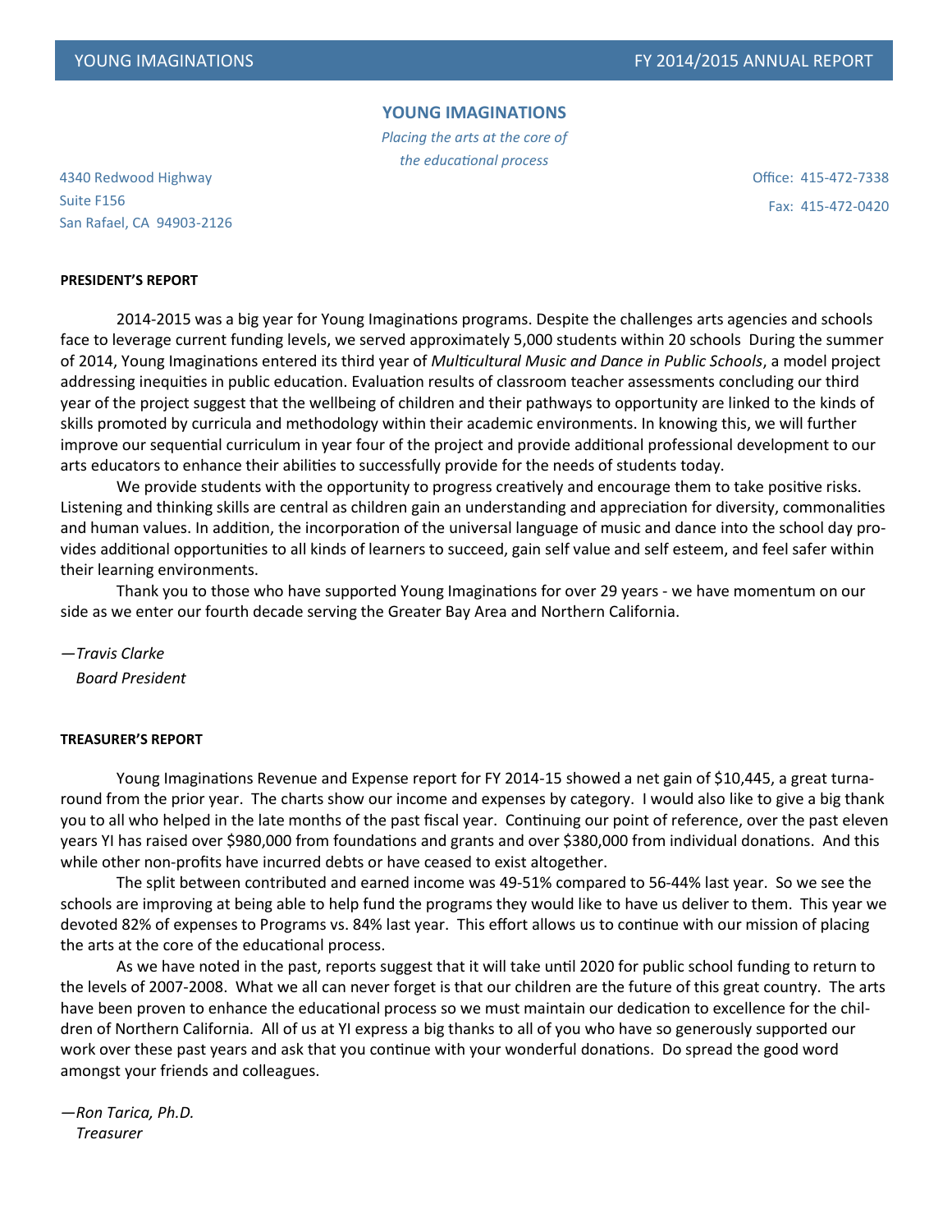# YOUNG IMAGINATIONS

*Placing the arts at the core of the educational process*

4340 Redwood Highway
Suite F156
San Rafael, CA 94903-2126

Office: 415-472-7338
Fax: 415-472-0420

**PRESIDENT'S REPORT**

2014-2015 was a big year for Young Imaginations programs. Despite the challenges arts agencies and schools face to leverage current funding levels, we served approximately 5,000 students within 20 schools During the summer of 2014, Young Imaginations entered its third year of *Multicultural Music and Dance in Public Schools*, a model project addressing inequities in public education. Evaluation results of classroom teacher assessments concluding our third year of the project suggest that the wellbeing of children and their pathways to opportunity are linked to the kinds of skills promoted by curricula and methodology within their academic environments. In knowing this, we will further improve our sequential curriculum in year four of the project and provide additional professional development to our arts educators to enhance their abilities to successfully provide for the needs of students today.

We provide students with the opportunity to progress creatively and encourage them to take positive risks. Listening and thinking skills are central as children gain an understanding and appreciation for diversity, commonalities and human values. In addition, the incorporation of the universal language of music and dance into the school day provides additional opportunities to all kinds of learners to succeed, gain self value and self esteem, and feel safer within their learning environments.

Thank you to those who have supported Young Imaginations for over 29 years - we have momentum on our side as we enter our fourth decade serving the Greater Bay Area and Northern California.

—*Travis Clarke*
*Board President*

**TREASURER'S REPORT**

Young Imaginations Revenue and Expense report for FY 2014-15 showed a net gain of $10,445, a great turnaround from the prior year. The charts show our income and expenses by category. I would also like to give a big thank you to all who helped in the late months of the past fiscal year. Continuing our point of reference, over the past eleven years YI has raised over $980,000 from foundations and grants and over $380,000 from individual donations. And this while other non-profits have incurred debts or have ceased to exist altogether.

The split between contributed and earned income was 49-51% compared to 56-44% last year. So we see the schools are improving at being able to help fund the programs they would like to have us deliver to them. This year we devoted 82% of expenses to Programs vs. 84% last year. This effort allows us to continue with our mission of placing the arts at the core of the educational process.

As we have noted in the past, reports suggest that it will take until 2020 for public school funding to return to the levels of 2007-2008. What we all can never forget is that our children are the future of this great country. The arts have been proven to enhance the educational process so we must maintain our dedication to excellence for the children of Northern California. All of us at YI express a big thanks to all of you who have so generously supported our work over these past years and ask that you continue with your wonderful donations. Do spread the good word amongst your friends and colleagues.

—*Ron Tarica, Ph.D.*
*Treasurer*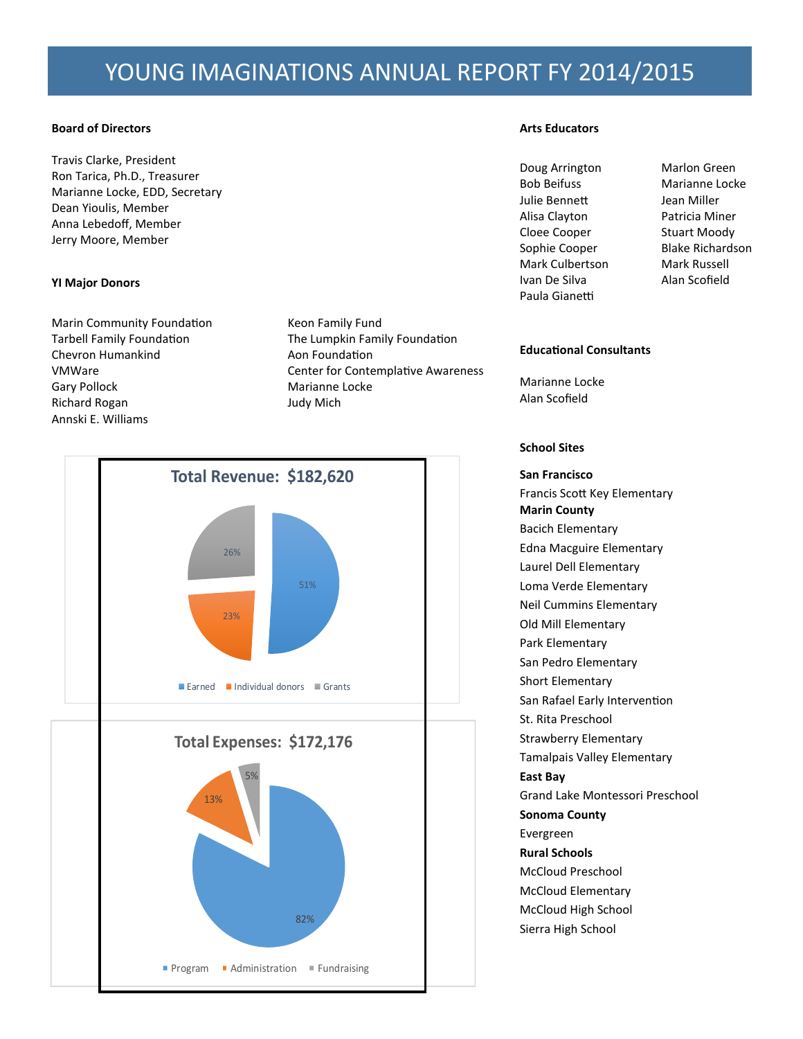# YOUNG IMAGINATIONS ANNUAL REPORT FY 2014/2015

**Board of Directors**

Travis Clarke, President
Ron Tarica, Ph.D., Treasurer
Marianne Locke, EDD, Secretary
Dean Yioulis, Member
Anna Lebedoff, Member
Jerry Moore, Member

**YI Major Donors**

Marin Community Foundation
Tarbell Family Foundation
Chevron Humankind
VMWare
Gary Pollock
Richard Rogan
Annski E. Williams
Keon Family Fund
The Lumpkin Family Foundation
Aon Foundation
Center for Contemplative Awareness
Marianne Locke
Judy Mich

Total Revenue: $182,620

51%
23%
26%

Earned
Individual donors
Grants

Total Expenses: $172,176

82%
13%
5%

Program
Administration
Fundraising

**Arts Educators**

Doug Arrington
Bob Beifuss
Julie Bennett
Alisa Clayton
Cloee Cooper
Sophie Cooper
Mark Culbertson
Ivan De Silva
Paula Gianetti
Marlon Green
Marianne Locke
Jean Miller
Patricia Miner
Stuart Moody
Blake Richardson
Mark Russell
Alan Scofield

**Educational Consultants**

Marianne Locke
Alan Scofield

**School Sites**

**San Francisco**
Francis Scott Key Elementary
**Marin County**
Bacich Elementary
Edna Macguire Elementary
Laurel Dell Elementary
Loma Verde Elementary
Neil Cummins Elementary
Old Mill Elementary
Park Elementary
San Pedro Elementary
Short Elementary
San Rafael Early Intervention
St. Rita Preschool
Strawberry Elementary
Tamalpais Valley Elementary
**East Bay**
Grand Lake Montessori Preschool
**Sonoma County**
Evergreen
**Rural Schools**
McCloud Preschool
McCloud Elementary
McCloud High School
Sierra High School